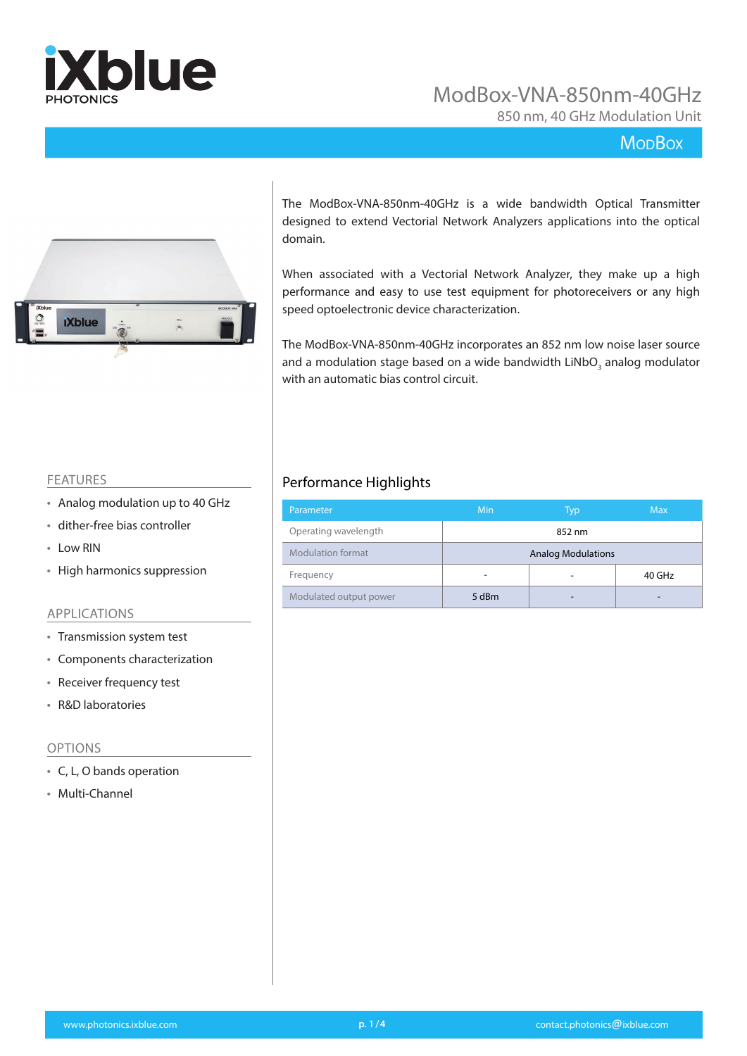# ModBox-VNA-850nm-40GHz

850 nm, 40 GHz Modulation Unit

ModBox

The ModBox-VNA-850nm-40GHz is a wide bandwidth Optical Transmitter designed to extend Vectorial Network Analyzers applications into the optical domain.

When associated with a Vectorial Network Analyzer, they make up a high performance and easy to use test equipment for photoreceivers or any high speed optoelectronic device characterization.

The ModBox-VNA-850nm-40GHz incorporates an 852 nm low noise laser source and a modulation stage based on a wide bandwidth $LiNbO_3$ analog modulator with an automatic bias control circuit.

## FEATURES

- Analog modulation up to 40 GHz
- dither-free bias controller
- Low RIN
- High harmonics suppression

## APPLICATIONS

- Transmission system test
- Components characterization
- Receiver frequency test
- R&D laboratories

## OPTIONS

- C, L, O bands operation
- Multi-Channel

## Performance Highlights

| Parameter | Min | Typ | Max |
|---|---|---|---|
| Operating wavelength | | 852 nm | |
| Modulation format | | Analog Modulations | |
| Frequency | - | - | 40 GHz |
| Modulated output power | 5 dBm | - | - |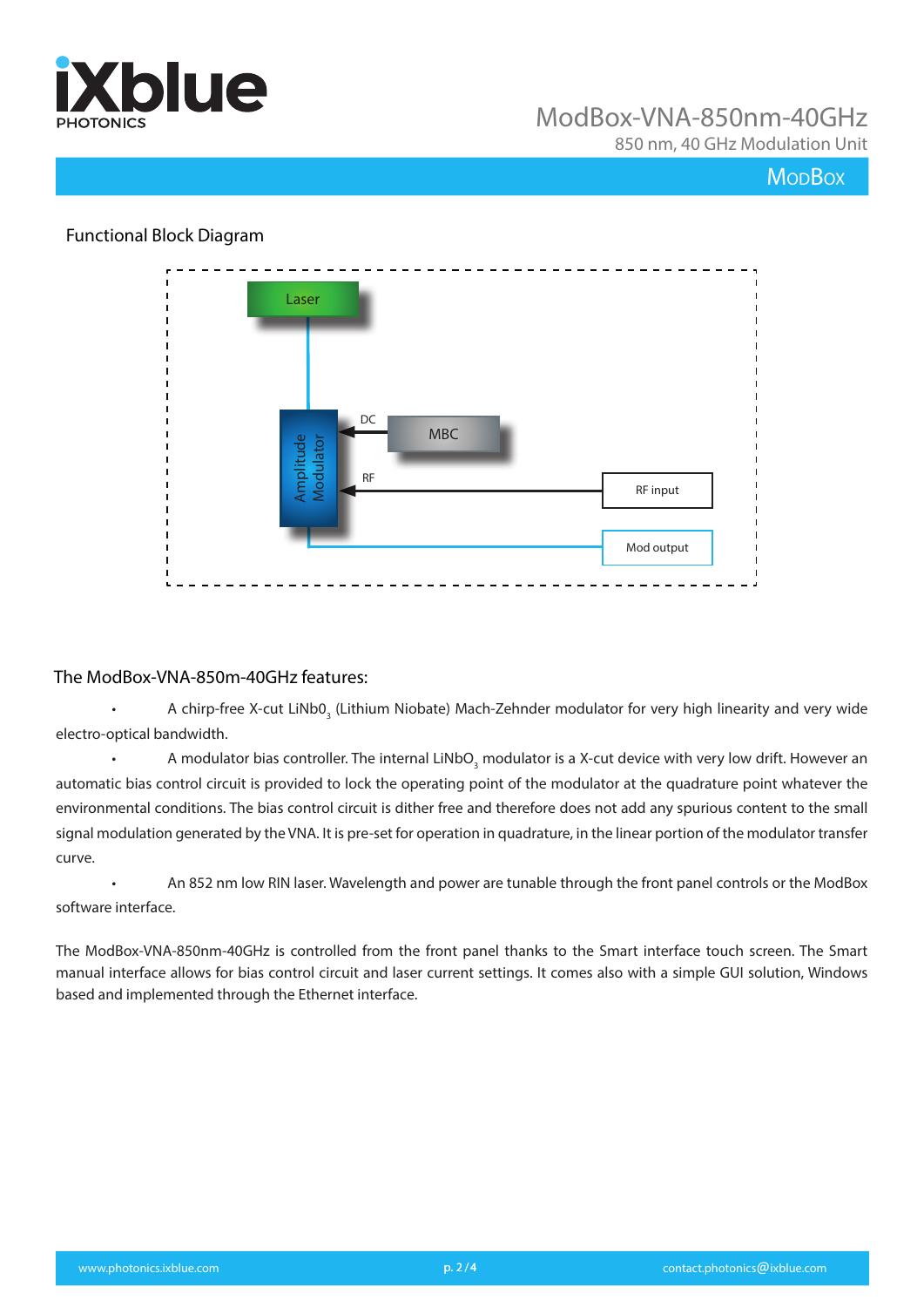## Functional Block Diagram

## The ModBox-VNA-850m-40GHz features:

- A chirp-free X-cut LiNb0$_3$ (Lithium Niobate) Mach-Zehnder modulator for very high linearity and very wide electro-optical bandwidth.
- A modulator bias controller. The internal LiNbO$_3$ modulator is a X-cut device with very low drift. However an automatic bias control circuit is provided to lock the operating point of the modulator at the quadrature point whatever the environmental conditions. The bias control circuit is dither free and therefore does not add any spurious content to the small signal modulation generated by the VNA. It is pre-set for operation in quadrature, in the linear portion of the modulator transfer curve.
- An 852 nm low RIN laser. Wavelength and power are tunable through the front panel controls or the ModBox software interface.

The ModBox-VNA-850nm-40GHz is controlled from the front panel thanks to the Smart interface touch screen. The Smart manual interface allows for bias control circuit and laser current settings. It comes also with a simple GUI solution, Windows based and implemented through the Ethernet interface.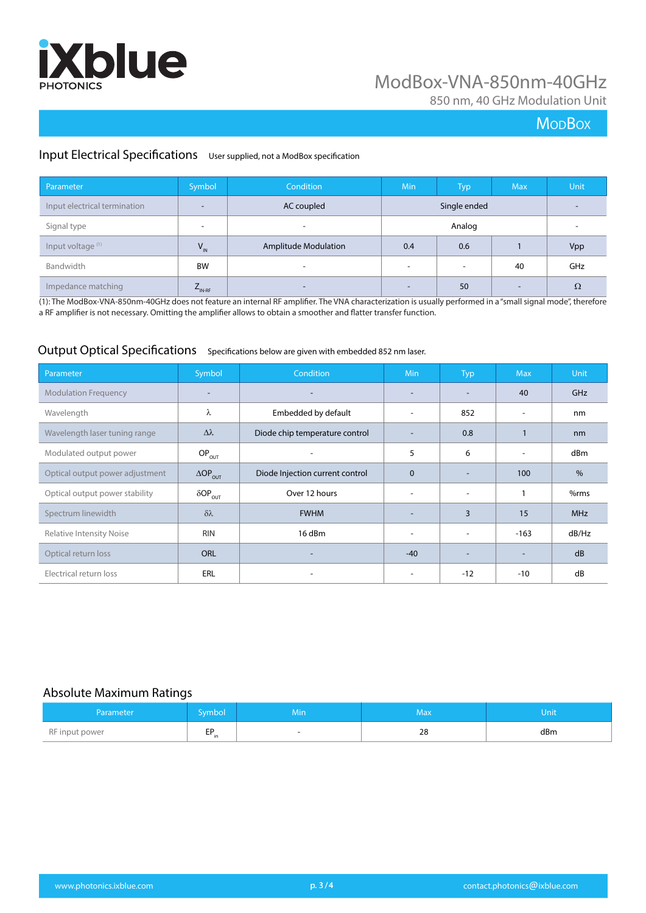# ModBox-VNA-850nm-40GHz

850 nm, 40 GHz Modulation Unit

ModBox

## Input Electrical Specifications

User supplied, not a ModBox specification

| Parameter | Symbol | Condition | Min | Typ | Max | Unit |
|---|---|---|---|---|---|---|
| Input electrical termination | - | AC coupled | | Single ended | | - |
| Signal type | - | - | | Analog | | - |
| Input voltage [(1)] | $V_{IN}$ | Amplitude Modulation | 0.4 | 0.6 | 1 | Vpp |
| Bandwidth | BW | - | - | - | 40 | GHz |
| Impedance matching | $Z_{IN\text{-}RF}$ | - | - | 50 | - | Ω |

(1): The ModBox-VNA-850nm-40GHz does not feature an internal RF amplifier. The VNA characterization is usually performed in a "small signal mode", therefore a RF amplifier is not necessary. Omitting the amplifier allows to obtain a smoother and flatter transfer function.

## Output Optical Specifications

Specifications below are given with embedded 852 nm laser.

| Parameter | Symbol | Condition | Min | Typ | Max | Unit |
|---|---|---|---|---|---|---|
| Modulation Frequency | - | - | - | - | 40 | GHz |
| Wavelength | $\lambda$ | Embedded by default | - | 852 | - | nm |
| Wavelength laser tuning range | $\Delta\lambda$ | Diode chip temperature control | - | 0.8 | 1 | nm |
| Modulated output power | $OP_{OUT}$ | - | 5 | 6 | - | dBm |
| Optical output power adjustment | $\Delta OP_{OUT}$ | Diode Injection current control | 0 | - | 100 | % |
| Optical output power stability | $\delta OP_{OUT}$ | Over 12 hours | - | - | 1 | %rms |
| Spectrum linewidth | $\delta\lambda$ | FWHM | - | 3 | 15 | MHz |
| Relative Intensity Noise | RIN | 16 dBm | - | - | -163 | dB/Hz |
| Optical return loss | ORL | - | -40 | - | - | dB |
| Electrical return loss | ERL | - | - | -12 | -10 | dB |

## Absolute Maximum Ratings

| Parameter | Symbol | Min | Max | Unit |
|---|---|---|---|---|
| RF input power | $EP_{in}$ | - | 28 | dBm |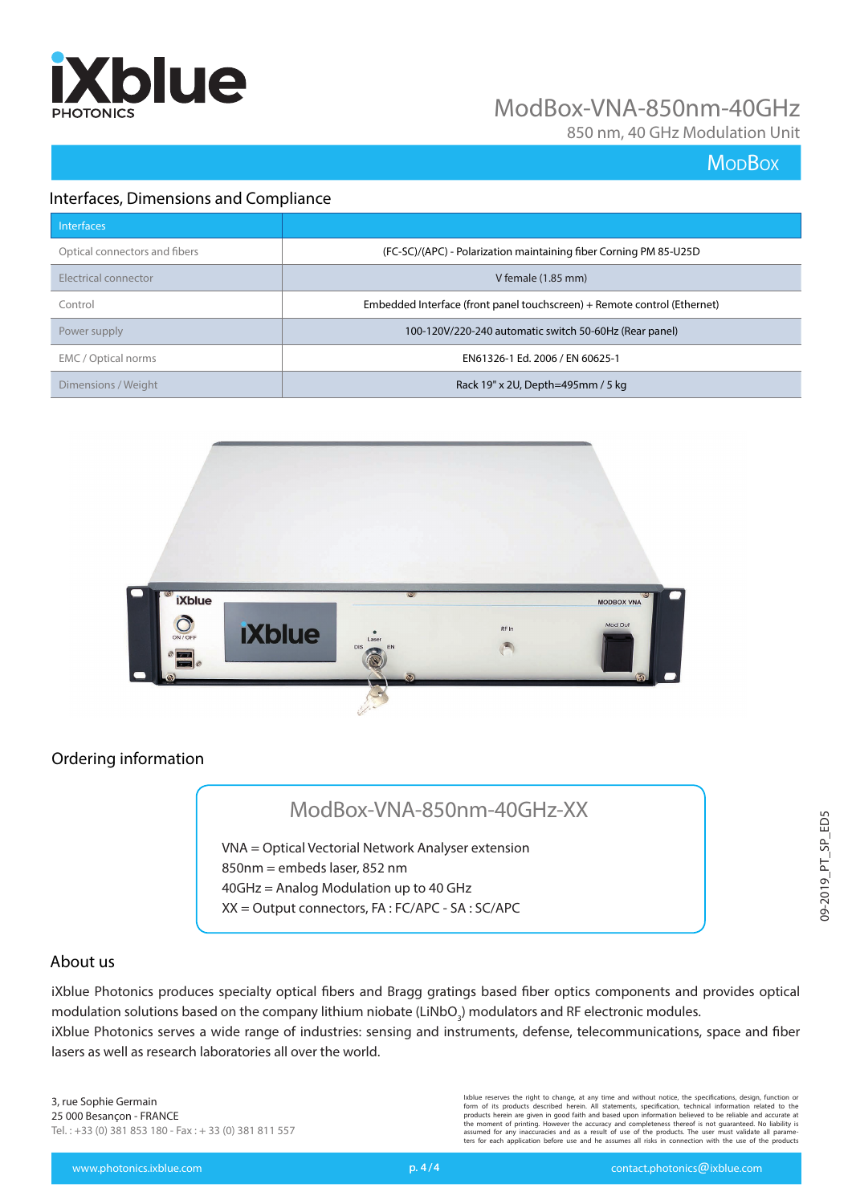# ModBox-VNA-850nm-40GHz

850 nm, 40 GHz Modulation Unit

ModBox

## Interfaces, Dimensions and Compliance

| Interfaces | |
|---|---|
| Optical connectors and fibers | (FC-SC)/(APC) - Polarization maintaining fiber Corning PM 85-U25D |
| Electrical connector | V female (1.85 mm) |
| Control | Embedded Interface (front panel touchscreen) + Remote control (Ethernet) |
| Power supply | 100-120V/220-240 automatic switch 50-60Hz (Rear panel) |
| EMC / Optical norms | EN61326-1 Ed. 2006 / EN 60625-1 |
| Dimensions / Weight | Rack 19" x 2U, Depth=495mm / 5 kg |

## Ordering information

**ModBox-VNA-850nm-40GHz-XX**

VNA = Optical Vectorial Network Analyser extension
850nm = embeds laser, 852 nm
40GHz = Analog Modulation up to 40 GHz
XX = Output connectors, FA : FC/APC - SA : SC/APC

## About us

iXblue Photonics produces specialty optical fibers and Bragg gratings based fiber optics components and provides optical modulation solutions based on the company lithium niobate ($LiNbO_3$) modulators and RF electronic modules.
iXblue Photonics serves a wide range of industries: sensing and instruments, defense, telecommunications, space and fiber lasers as well as research laboratories all over the world.

3, rue Sophie Germain
25 000 Besançon - FRANCE
Tel. : +33 (0) 381 853 180 - Fax : + 33 (0) 381 811 557

Ixblue reserves the right to change, at any time and without notice, the specifications, design, function or form of its products described herein. All statements, specification, technical information related to the products herein are given in good faith and based upon information believed to be reliable and accurate at the moment of printing. However the accuracy and completeness thereof is not guaranteed. No liability is assumed for any inaccuracies and as a result of use of the products. The user must validate all parameters for each application before use and he assumes all risks in connection with the use of the products

www.photonics.ixblue.com

contact.photonics@ixblue.com

09-2019_PT_SP_ED5